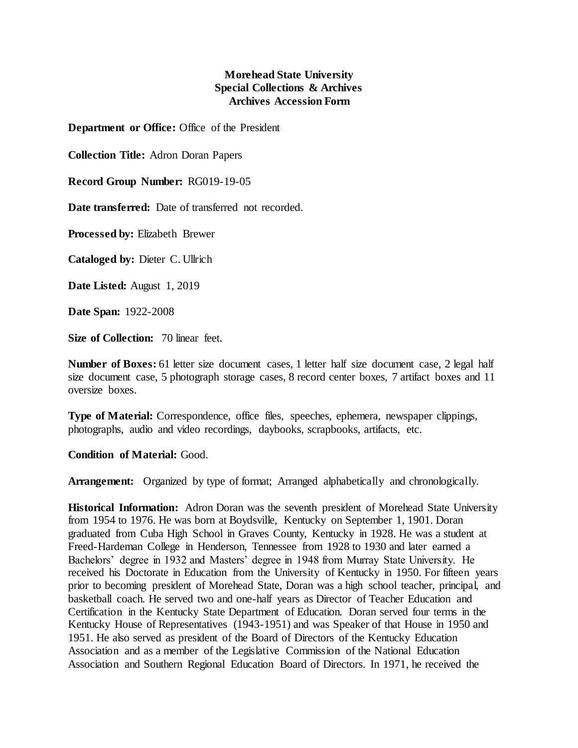**Morehead State University**
**Special Collections & Archives**
**Archives Accession Form**

**Department or Office:** Office of the President

**Collection Title:** Adron Doran Papers

**Record Group Number:** RG019-19-05

**Date transferred:** Date of transferred not recorded.

**Processed by:** Elizabeth Brewer

**Cataloged by:** Dieter C. Ullrich

**Date Listed:** August 1, 2019

**Date Span:** 1922-2008

**Size of Collection:** 70 linear feet.

**Number of Boxes:** 61 letter size document cases, 1 letter half size document case, 2 legal half size document case, 5 photograph storage cases, 8 record center boxes, 7 artifact boxes and 11 oversize boxes.

**Type of Material:** Correspondence, office files, speeches, ephemera, newspaper clippings, photographs, audio and video recordings, daybooks, scrapbooks, artifacts, etc.

**Condition of Material:** Good.

**Arrangement:** Organized by type of format; Arranged alphabetically and chronologically.

**Historical Information:** Adron Doran was the seventh president of Morehead State University from 1954 to 1976. He was born at Boydsville, Kentucky on September 1, 1901. Doran graduated from Cuba High School in Graves County, Kentucky in 1928. He was a student at Freed-Hardeman College in Henderson, Tennessee from 1928 to 1930 and later earned a Bachelors' degree in 1932 and Masters' degree in 1948 from Murray State University. He received his Doctorate in Education from the University of Kentucky in 1950. For fifteen years prior to becoming president of Morehead State, Doran was a high school teacher, principal, and basketball coach. He served two and one-half years as Director of Teacher Education and Certification in the Kentucky State Department of Education. Doran served four terms in the Kentucky House of Representatives (1943-1951) and was Speaker of that House in 1950 and 1951. He also served as president of the Board of Directors of the Kentucky Education Association and as a member of the Legislative Commission of the National Education Association and Southern Regional Education Board of Directors. In 1971, he received the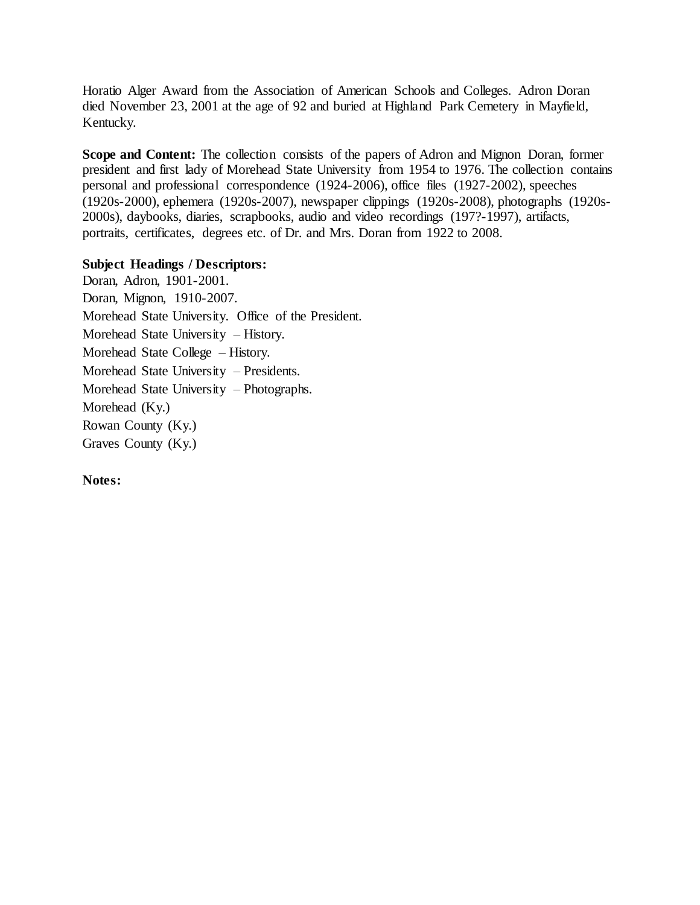Horatio Alger Award from the Association of American Schools and Colleges. Adron Doran died November 23, 2001 at the age of 92 and buried at Highland Park Cemetery in Mayfield, Kentucky.

**Scope and Content:** The collection consists of the papers of Adron and Mignon Doran, former president and first lady of Morehead State University from 1954 to 1976. The collection contains personal and professional correspondence (1924-2006), office files (1927-2002), speeches (1920s-2000), ephemera (1920s-2007), newspaper clippings (1920s-2008), photographs (1920s-2000s), daybooks, diaries, scrapbooks, audio and video recordings (197?-1997), artifacts, portraits, certificates, degrees etc. of Dr. and Mrs. Doran from 1922 to 2008.

**Subject Headings / Descriptors:**

Doran, Adron, 1901-2001.
Doran, Mignon, 1910-2007.
Morehead State University. Office of the President.
Morehead State University – History.
Morehead State College – History.
Morehead State University – Presidents.
Morehead State University – Photographs.
Morehead (Ky.)
Rowan County (Ky.)
Graves County (Ky.)

**Notes:**